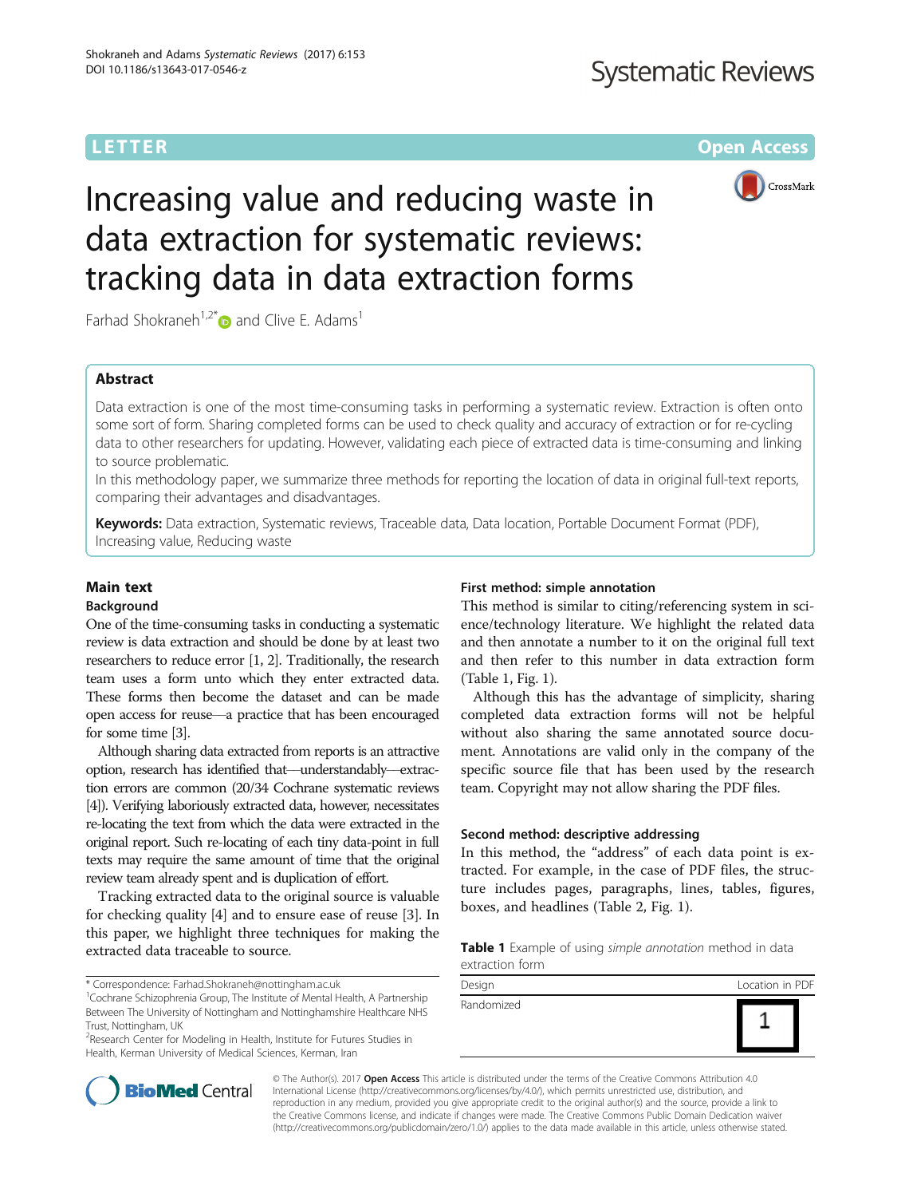LETTER Open Access

# Increasing value and reducing waste in data extraction for systematic reviews: tracking data in data extraction forms

Farhad Shokraneh[1,2*] and Clive E. Adams[1]

## Abstract

Data extraction is one of the most time-consuming tasks in performing a systematic review. Extraction is often onto some sort of form. Sharing completed forms can be used to check quality and accuracy of extraction or for re-cycling data to other researchers for updating. However, validating each piece of extracted data is time-consuming and linking to source problematic.

In this methodology paper, we summarize three methods for reporting the location of data in original full-text reports, comparing their advantages and disadvantages.

**Keywords:** Data extraction, Systematic reviews, Traceable data, Data location, Portable Document Format (PDF), Increasing value, Reducing waste

## Main text

### Background

One of the time-consuming tasks in conducting a systematic review is data extraction and should be done by at least two researchers to reduce error [1, 2]. Traditionally, the research team uses a form unto which they enter extracted data. These forms then become the dataset and can be made open access for reuse—a practice that has been encouraged for some time [3].

Although sharing data extracted from reports is an attractive option, research has identified that—understandably—extraction errors are common (20/34 Cochrane systematic reviews [4]). Verifying laboriously extracted data, however, necessitates re-locating the text from which the data were extracted in the original report. Such re-locating of each tiny data-point in full texts may require the same amount of time that the original review team already spent and is duplication of effort.

Tracking extracted data to the original source is valuable for checking quality [4] and to ensure ease of reuse [3]. In this paper, we highlight three techniques for making the extracted data traceable to source.

### First method: simple annotation

This method is similar to citing/referencing system in science/technology literature. We highlight the related data and then annotate a number to it on the original full text and then refer to this number in data extraction form (Table 1, Fig. 1).

Although this has the advantage of simplicity, sharing completed data extraction forms will not be helpful without also sharing the same annotated source document. Annotations are valid only in the company of the specific source file that has been used by the research team. Copyright may not allow sharing the PDF files.

### Second method: descriptive addressing

In this method, the "address" of each data point is extracted. For example, in the case of PDF files, the structure includes pages, paragraphs, lines, tables, figures, boxes, and headlines (Table 2, Fig. 1).

**Table 1** Example of using *simple annotation* method in data extraction form

| Design | Location in PDF |
|---|---|
| Randomized | 1 |

* Correspondence: Farhad.Shokraneh@nottingham.ac.uk
[1]Cochrane Schizophrenia Group, The Institute of Mental Health, A Partnership Between The University of Nottingham and Nottinghamshire Healthcare NHS Trust, Nottingham, UK
[2]Research Center for Modeling in Health, Institute for Futures Studies in Health, Kerman University of Medical Sciences, Kerman, Iran

© The Author(s). 2017 **Open Access** This article is distributed under the terms of the Creative Commons Attribution 4.0 International License (http://creativecommons.org/licenses/by/4.0/), which permits unrestricted use, distribution, and reproduction in any medium, provided you give appropriate credit to the original author(s) and the source, provide a link to the Creative Commons license, and indicate if changes were made. The Creative Commons Public Domain Dedication waiver (http://creativecommons.org/publicdomain/zero/1.0/) applies to the data made available in this article, unless otherwise stated.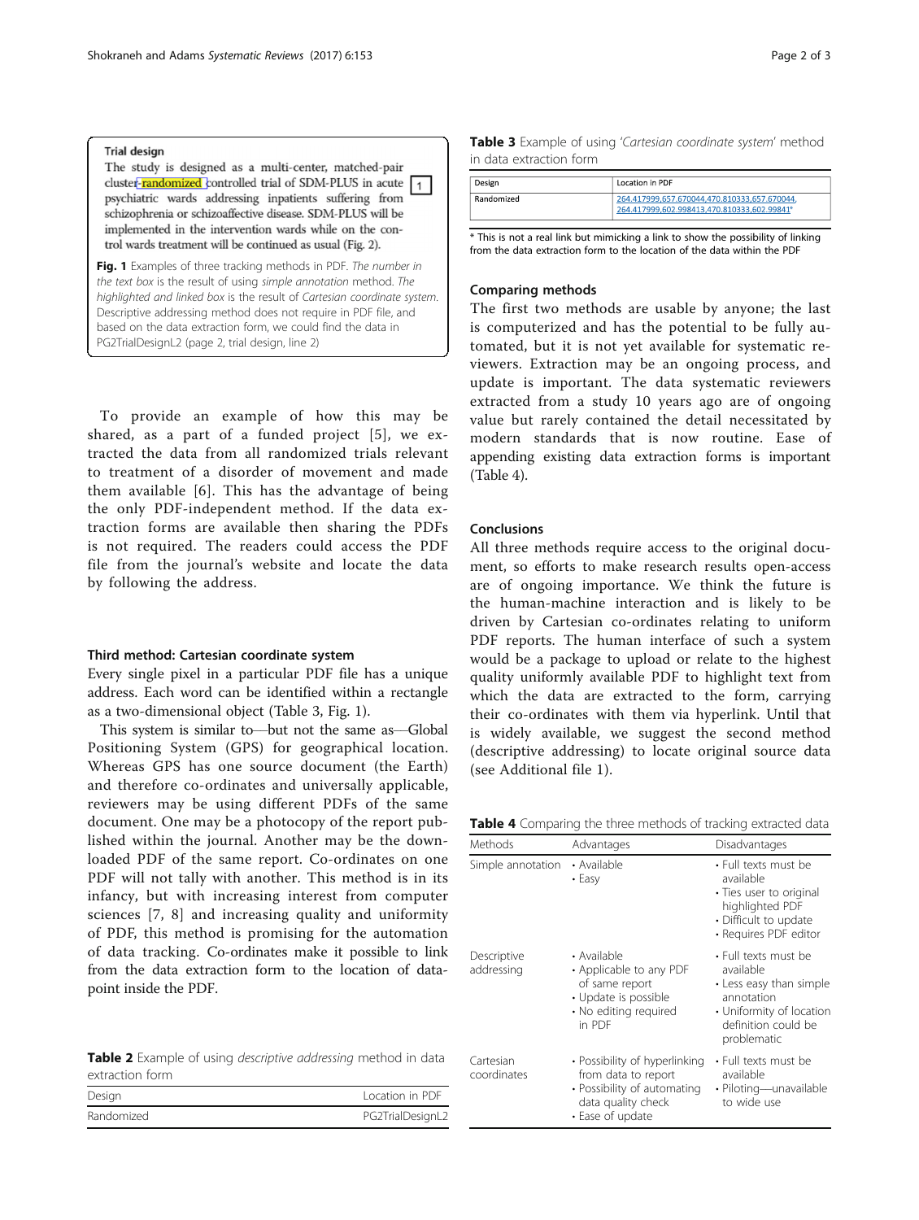**Trial design**

The study is designed as a multi-center, matched-pair cluster-randomized controlled trial of SDM-PLUS in acute psychiatric wards addressing inpatients suffering from schizophrenia or schizoaffective disease. SDM-PLUS will be implemented in the intervention wards while on the control wards treatment will be continued as usual (Fig. 2). 1

**Fig. 1** Examples of three tracking methods in PDF. *The number in the text box* is the result of using *simple annotation* method. *The highlighted and linked box* is the result of *Cartesian coordinate system*. Descriptive addressing method does not require in PDF file, and based on the data extraction form, we could find the data in PG2TrialDesignL2 (page 2, trial design, line 2)

To provide an example of how this may be shared, as a part of a funded project [5], we extracted the data from all randomized trials relevant to treatment of a disorder of movement and made them available [6]. This has the advantage of being the only PDF-independent method. If the data extraction forms are available then sharing the PDFs is not required. The readers could access the PDF file from the journal's website and locate the data by following the address.

### Third method: Cartesian coordinate system

Every single pixel in a particular PDF file has a unique address. Each word can be identified within a rectangle as a two-dimensional object (Table 3, Fig. 1).

This system is similar to—but not the same as—Global Positioning System (GPS) for geographical location. Whereas GPS has one source document (the Earth) and therefore co-ordinates and universally applicable, reviewers may be using different PDFs of the same document. One may be a photocopy of the report published within the journal. Another may be the downloaded PDF of the same report. Co-ordinates on one PDF will not tally with another. This method is in its infancy, but with increasing interest from computer sciences [7, 8] and increasing quality and uniformity of PDF, this method is promising for the automation of data tracking. Co-ordinates make it possible to link from the data extraction form to the location of data-point inside the PDF.

**Table 2** Example of using *descriptive addressing* method in data extraction form

| Design | Location in PDF |
|---|---|
| Randomized | PG2TrialDesignL2 |

**Table 3** Example of using '*Cartesian coordinate system*' method in data extraction form

| Design | Location in PDF |
|---|---|
| Randomized | 264.417999,657.670044,470.810333,657.670044, 264.417999,602.998413,470.810333,602.99841* |

\* This is not a real link but mimicking a link to show the possibility of linking from the data extraction form to the location of the data within the PDF

### Comparing methods

The first two methods are usable by anyone; the last is computerized and has the potential to be fully automated, but it is not yet available for systematic reviewers. Extraction may be an ongoing process, and update is important. The data systematic reviewers extracted from a study 10 years ago are of ongoing value but rarely contained the detail necessitated by modern standards that is now routine. Ease of appending existing data extraction forms is important (Table 4).

### Conclusions

All three methods require access to the original document, so efforts to make research results open-access are of ongoing importance. We think the future is the human-machine interaction and is likely to be driven by Cartesian co-ordinates relating to uniform PDF reports. The human interface of such a system would be a package to upload or relate to the highest quality uniformly available PDF to highlight text from which the data are extracted to the form, carrying their co-ordinates with them via hyperlink. Until that is widely available, we suggest the second method (descriptive addressing) to locate original source data (see Additional file 1).

**Table 4** Comparing the three methods of tracking extracted data

| Methods | Advantages | Disadvantages |
|---|---|---|
| Simple annotation | • Available<br>• Easy | • Full texts must be available<br>• Ties user to original highlighted PDF<br>• Difficult to update<br>• Requires PDF editor |
| Descriptive addressing | • Available<br>• Applicable to any PDF of same report<br>• Update is possible<br>• No editing required in PDF | • Full texts must be available<br>• Less easy than simple annotation<br>• Uniformity of location definition could be problematic |
| Cartesian coordinates | • Possibility of hyperlinking from data to report<br>• Possibility of automating data quality check<br>• Ease of update | • Full texts must be available<br>• Piloting—unavailable to wide use |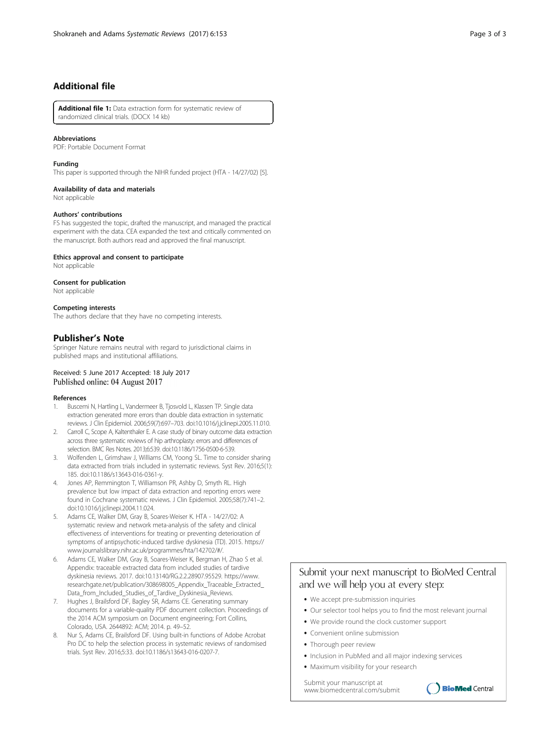## Additional file

**Additional file 1:** Data extraction form for systematic review of randomized clinical trials. (DOCX 14 kb)

#### Abbreviations
PDF: Portable Document Format

#### Funding
This paper is supported through the NIHR funded project (HTA - 14/27/02) [5].

#### Availability of data and materials
Not applicable

#### Authors' contributions
FS has suggested the topic, drafted the manuscript, and managed the practical experiment with the data. CEA expanded the text and critically commented on the manuscript. Both authors read and approved the final manuscript.

#### Ethics approval and consent to participate
Not applicable

#### Consent for publication
Not applicable

#### Competing interests
The authors declare that they have no competing interests.

## Publisher's Note
Springer Nature remains neutral with regard to jurisdictional claims in published maps and institutional affiliations.

Received: 5 June 2017 Accepted: 18 July 2017
Published online: 04 August 2017

#### References
1. Buscemi N, Hartling L, Vandermeer B, Tjosvold L, Klassen TP. Single data extraction generated more errors than double data extraction in systematic reviews. J Clin Epidemiol. 2006;59(7):697–703. doi:10.1016/j.jclinepi.2005.11.010.
2. Carroll C, Scope A, Kaltenthaler E. A case study of binary outcome data extraction across three systematic reviews of hip arthroplasty: errors and differences of selection. BMC Res Notes. 2013;6:539. doi:10.1186/1756-0500-6-539.
3. Wolfenden L, Grimshaw J, Williams CM, Yoong SL. Time to consider sharing data extracted from trials included in systematic reviews. Syst Rev. 2016;5(1): 185. doi:10.1186/s13643-016-0361-y.
4. Jones AP, Remmington T, Williamson PR, Ashby D, Smyth RL. High prevalence but low impact of data extraction and reporting errors were found in Cochrane systematic reviews. J Clin Epidemiol. 2005;58(7):741–2. doi:10.1016/j.jclinepi.2004.11.024.
5. Adams CE, Walker DM, Gray B, Soares-Weiser K. HTA - 14/27/02: A systematic review and network meta-analysis of the safety and clinical effectiveness of interventions for treating or preventing deterioration of symptoms of antipsychotic-induced tardive dyskinesia (TD). 2015. https://www.journalslibrary.nihr.ac.uk/programmes/hta/142702/#/.
6. Adams CE, Walker DM, Gray B, Soares-Weiser K, Bergman H, Zhao S et al. Appendix: traceable extracted data from included studies of tardive dyskinesia reviews. 2017. doi:10.13140/RG.2.2.28907.95529. https://www.researchgate.net/publication/308698005_Appendix_Traceable_Extracted_Data_from_Included_Studies_of_Tardive_Dyskinesia_Reviews.
7. Hughes J, Brailsford DF, Bagley SR, Adams CE. Generating summary documents for a variable-quality PDF document collection. Proceedings of the 2014 ACM symposium on Document engineering; Fort Collins, Colorado, USA. 2644892: ACM; 2014. p. 49–52.
8. Nur S, Adams CE, Brailsford DF. Using built-in functions of Adobe Acrobat Pro DC to help the selection process in systematic reviews of randomised trials. Syst Rev. 2016;5:33. doi:10.1186/s13643-016-0207-7.

Submit your next manuscript to BioMed Central and we will help you at every step:

- We accept pre-submission inquiries
- Our selector tool helps you to find the most relevant journal
- We provide round the clock customer support
- Convenient online submission
- Thorough peer review
- Inclusion in PubMed and all major indexing services
- Maximum visibility for your research

Submit your manuscript at www.biomedcentral.com/submit

BioMed Central